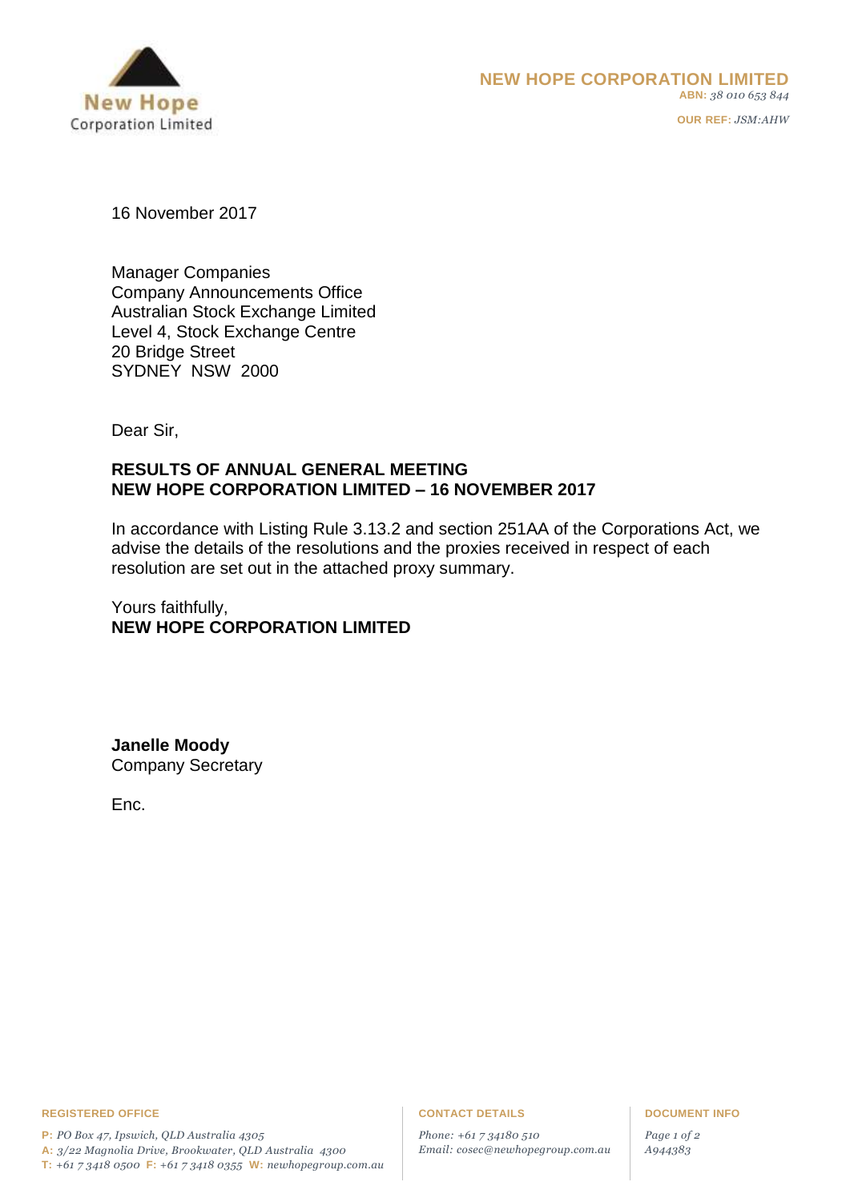**NEW HOPE CORPORATION LIMITED**
**ABN:** *38 010 653 844*

**OUR REF:** *JSM:AHW*

16 November 2017

Manager Companies
Company Announcements Office
Australian Stock Exchange Limited
Level 4, Stock Exchange Centre
20 Bridge Street
SYDNEY NSW 2000

Dear Sir,

**RESULTS OF ANNUAL GENERAL MEETING**
**NEW HOPE CORPORATION LIMITED – 16 NOVEMBER 2017**

In accordance with Listing Rule 3.13.2 and section 251AA of the Corporations Act, we advise the details of the resolutions and the proxies received in respect of each resolution are set out in the attached proxy summary.

Yours faithfully,
**NEW HOPE CORPORATION LIMITED**

**Janelle Moody**
Company Secretary

Enc.

**REGISTERED OFFICE**

**P:** *PO Box 47, Ipswich, QLD Australia 4305*
**A:** *3/22 Magnolia Drive, Brookwater, QLD Australia 4300*
**T:** *+61 7 3418 0500* **F:** *+61 7 3418 0355* **W:** *newhopegroup.com.au*

**CONTACT DETAILS**

*Phone: +61 7 34180 510*
*Email: cosec@newhopegroup.com.au*

**DOCUMENT INFO**

*A944383*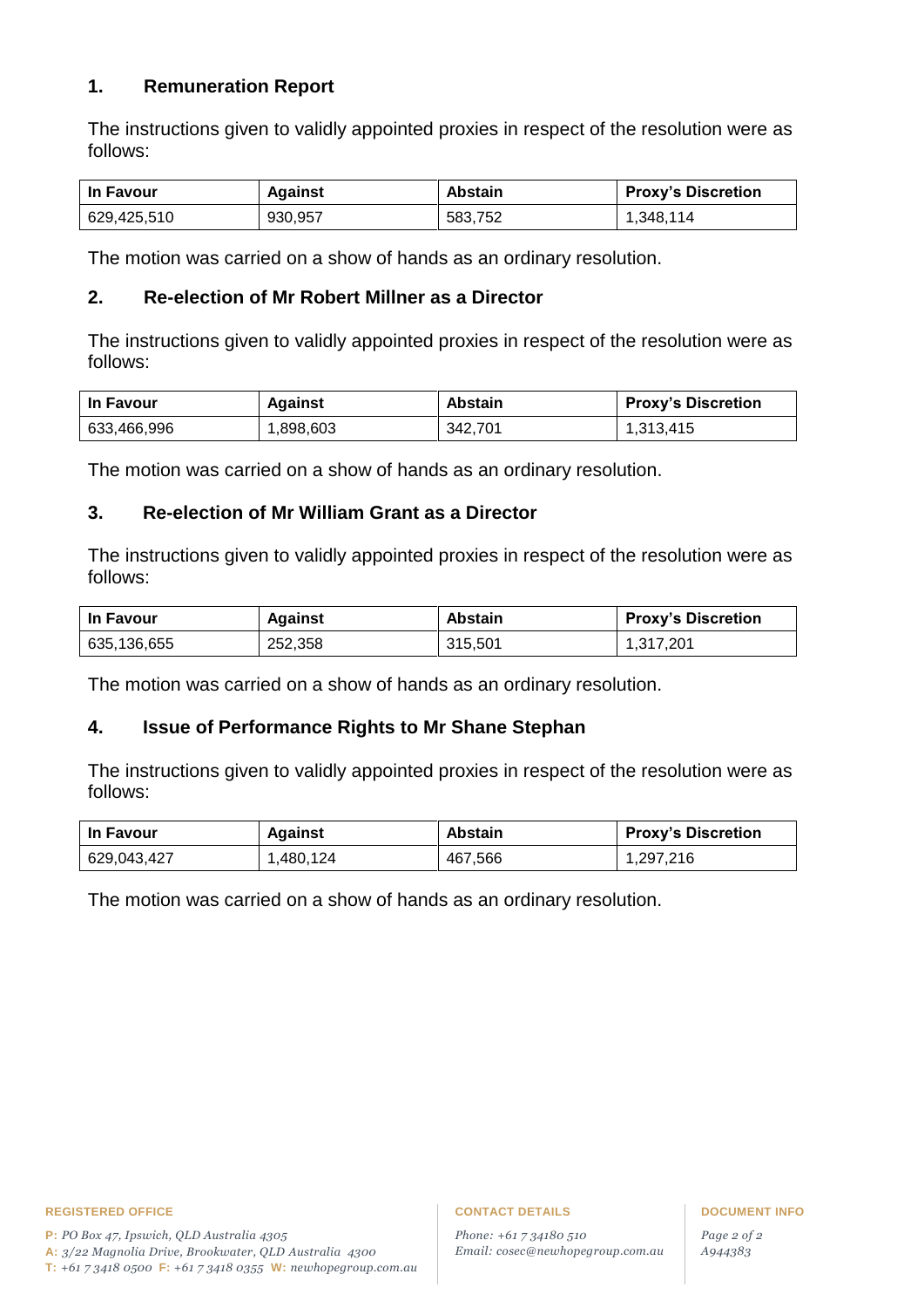## 1. Remuneration Report

The instructions given to validly appointed proxies in respect of the resolution were as follows:

| In Favour | Against | Abstain | Proxy's Discretion |
| --- | --- | --- | --- |
| 629,425,510 | 930,957 | 583,752 | 1,348,114 |

The motion was carried on a show of hands as an ordinary resolution.

## 2. Re-election of Mr Robert Millner as a Director

The instructions given to validly appointed proxies in respect of the resolution were as follows:

| In Favour | Against | Abstain | Proxy's Discretion |
| --- | --- | --- | --- |
| 633,466,996 | 1,898,603 | 342,701 | 1,313,415 |

The motion was carried on a show of hands as an ordinary resolution.

## 3. Re-election of Mr William Grant as a Director

The instructions given to validly appointed proxies in respect of the resolution were as follows:

| In Favour | Against | Abstain | Proxy's Discretion |
| --- | --- | --- | --- |
| 635,136,655 | 252,358 | 315,501 | 1,317,201 |

The motion was carried on a show of hands as an ordinary resolution.

## 4. Issue of Performance Rights to Mr Shane Stephan

The instructions given to validly appointed proxies in respect of the resolution were as follows:

| In Favour | Against | Abstain | Proxy's Discretion |
| --- | --- | --- | --- |
| 629,043,427 | 1,480,124 | 467,566 | 1,297,216 |

The motion was carried on a show of hands as an ordinary resolution.